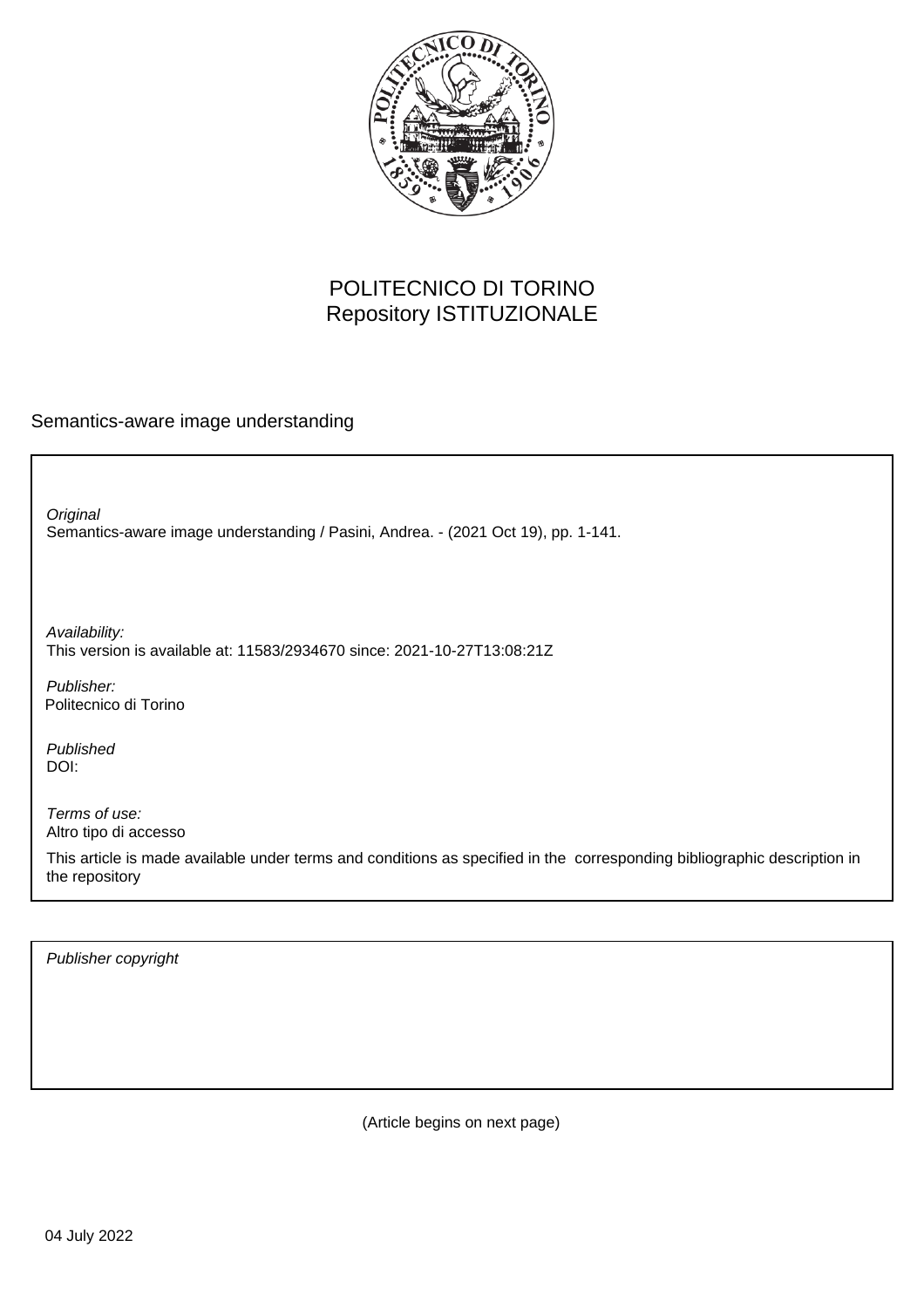POLITECNICO DI TORINO
Repository ISTITUZIONALE

Semantics-aware image understanding

*Original*
Semantics-aware image understanding / Pasini, Andrea. - (2021 Oct 19), pp. 1-141.

*Availability:*
This version is available at: 11583/2934670 since: 2021-10-27T13:08:21Z

*Publisher:*
Politecnico di Torino

*Published*
DOI:

*Terms of use:*
Altro tipo di accesso

This article is made available under terms and conditions as specified in the corresponding bibliographic description in the repository

*Publisher copyright*

(Article begins on next page)

04 July 2022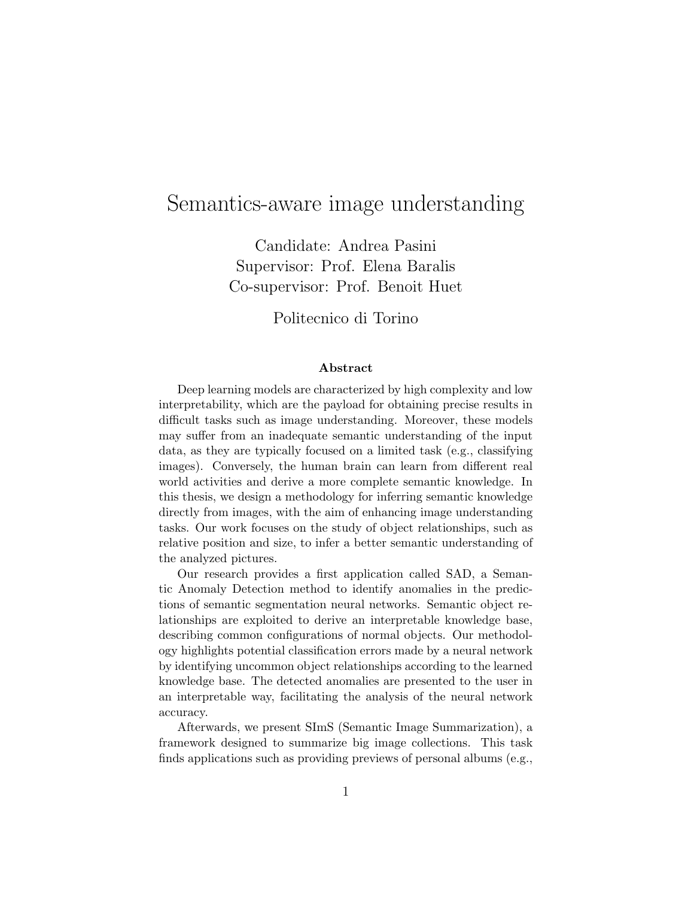# Semantics-aware image understanding

Candidate: Andrea Pasini
Supervisor: Prof. Elena Baralis
Co-supervisor: Prof. Benoit Huet

Politecnico di Torino

### Abstract

Deep learning models are characterized by high complexity and low interpretability, which are the payload for obtaining precise results in difficult tasks such as image understanding. Moreover, these models may suffer from an inadequate semantic understanding of the input data, as they are typically focused on a limited task (e.g., classifying images). Conversely, the human brain can learn from different real world activities and derive a more complete semantic knowledge. In this thesis, we design a methodology for inferring semantic knowledge directly from images, with the aim of enhancing image understanding tasks. Our work focuses on the study of object relationships, such as relative position and size, to infer a better semantic understanding of the analyzed pictures.

Our research provides a first application called SAD, a Semantic Anomaly Detection method to identify anomalies in the predictions of semantic segmentation neural networks. Semantic object relationships are exploited to derive an interpretable knowledge base, describing common configurations of normal objects. Our methodology highlights potential classification errors made by a neural network by identifying uncommon object relationships according to the learned knowledge base. The detected anomalies are presented to the user in an interpretable way, facilitating the analysis of the neural network accuracy.

Afterwards, we present SImS (Semantic Image Summarization), a framework designed to summarize big image collections. This task finds applications such as providing previews of personal albums (e.g.,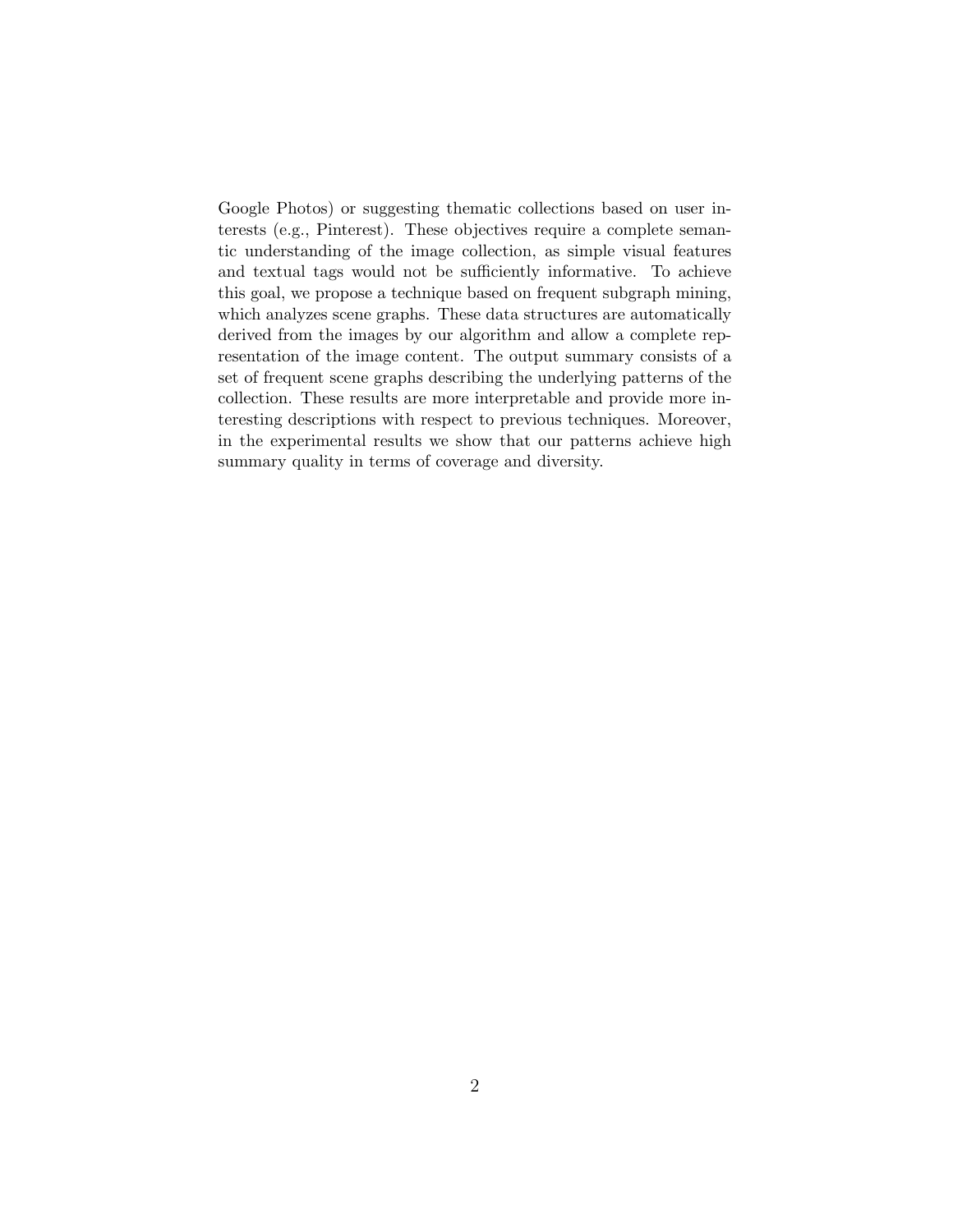Google Photos) or suggesting thematic collections based on user interests (e.g., Pinterest). These objectives require a complete semantic understanding of the image collection, as simple visual features and textual tags would not be sufficiently informative. To achieve this goal, we propose a technique based on frequent subgraph mining, which analyzes scene graphs. These data structures are automatically derived from the images by our algorithm and allow a complete representation of the image content. The output summary consists of a set of frequent scene graphs describing the underlying patterns of the collection. These results are more interpretable and provide more interesting descriptions with respect to previous techniques. Moreover, in the experimental results we show that our patterns achieve high summary quality in terms of coverage and diversity.